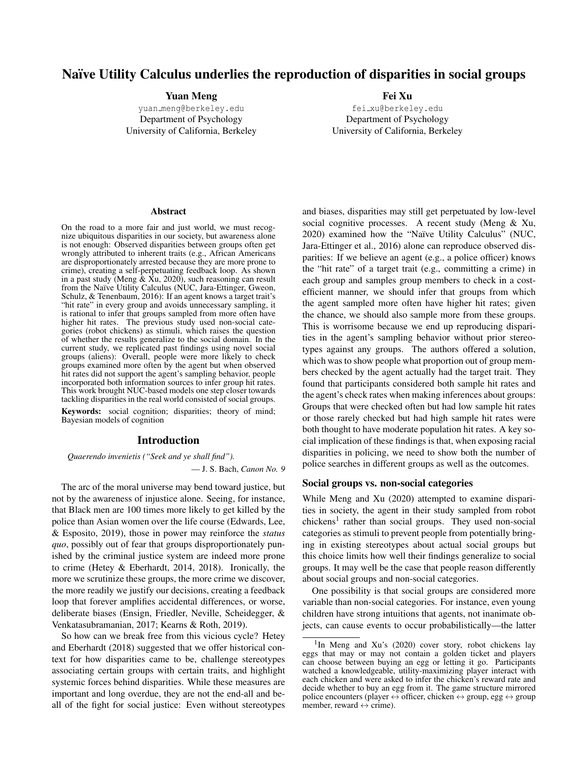# Naïve Utility Calculus underlies the reproduction of disparities in social groups

**Yuan Meng**
yuan_meng@berkeley.edu
Department of Psychology
University of California, Berkeley

**Fei Xu**
fei_xu@berkeley.edu
Department of Psychology
University of California, Berkeley

## Abstract

On the road to a more fair and just world, we must recognize ubiquitous disparities in our society, but awareness alone is not enough: Observed disparities between groups often get wrongly attributed to inherent traits (e.g., African Americans are disproportionately arrested because they are more prone to crime), creating a self-perpetuating feedback loop. As shown in a past study (Meng & Xu, 2020), such reasoning can result from the Naïve Utility Calculus (NUC, Jara-Ettinger, Gweon, Schulz, & Tenenbaum, 2016): If an agent knows a target trait's "hit rate" in every group and avoids unnecessary sampling, it is rational to infer that groups sampled from more often have higher hit rates. The previous study used non-social categories (robot chickens) as stimuli, which raises the question of whether the results generalize to the social domain. In the current study, we replicated past findings using novel social groups (aliens): Overall, people were more likely to check groups examined more often by the agent but when observed hit rates did not support the agent's sampling behavior, people incorporated both information sources to infer group hit rates. This work brought NUC-based models one step closer towards tackling disparities in the real world consisted of social groups.

**Keywords:** social cognition; disparities; theory of mind; Bayesian models of cognition

## Introduction

*Quaerendo invenietis ("Seek and ye shall find").*

— J. S. Bach, *Canon No. 9*

The arc of the moral universe may bend toward justice, but not by the awareness of injustice alone. Seeing, for instance, that Black men are 100 times more likely to get killed by the police than Asian women over the life course (Edwards, Lee, & Esposito, 2019), those in power may reinforce the *status quo*, possibly out of fear that groups disproportionately punished by the criminal justice system are indeed more prone to crime (Hetey & Eberhardt, 2014, 2018). Ironically, the more we scrutinize these groups, the more crime we discover, the more readily we justify our decisions, creating a feedback loop that forever amplifies accidental differences, or worse, deliberate biases (Ensign, Friedler, Neville, Scheidegger, & Venkatasubramanian, 2017; Kearns & Roth, 2019).

So how can we break free from this vicious cycle? Hetey and Eberhardt (2018) suggested that we offer historical context for how disparities came to be, challenge stereotypes associating certain groups with certain traits, and highlight systemic forces behind disparities. While these measures are important and long overdue, they are not the end-all and be-all of the fight for social justice: Even without stereotypes and biases, disparities may still get perpetuated by low-level social cognitive processes. A recent study (Meng & Xu, 2020) examined how the "Naïve Utility Calculus" (NUC, Jara-Ettinger et al., 2016) alone can reproduce observed disparities: If we believe an agent (e.g., a police officer) knows the "hit rate" of a target trait (e.g., committing a crime) in each group and samples group members to check in a cost-efficient manner, we should infer that groups from which the agent sampled more often have higher hit rates; given the chance, we should also sample more from these groups. This is worrisome because we end up reproducing disparities in the agent's sampling behavior without prior stereotypes against any groups. The authors offered a solution, which was to show people what proportion out of group members checked by the agent actually had the target trait. They found that participants considered both sample hit rates and the agent's check rates when making inferences about groups: Groups that were checked often but had low sample hit rates or those rarely checked but had high sample hit rates were both thought to have moderate population hit rates. A key social implication of these findings is that, when exposing racial disparities in policing, we need to show both the number of police searches in different groups as well as the outcomes.

### Social groups vs. non-social categories

While Meng and Xu (2020) attempted to examine disparities in society, the agent in their study sampled from robot chickens[1] rather than social groups. They used non-social categories as stimuli to prevent people from potentially bringing in existing stereotypes about actual social groups but this choice limits how well their findings generalize to social groups. It may well be the case that people reason differently about social groups and non-social categories.

One possibility is that social groups are considered more variable than non-social categories. For instance, even young children have strong intuitions that agents, not inanimate objects, can cause events to occur probabilistically—the latter

[1] In Meng and Xu's (2020) cover story, robot chickens lay eggs that may or may not contain a golden ticket and players can choose between buying an egg or letting it go. Participants watched a knowledgeable, utility-maximizing player interact with each chicken and were asked to infer the chicken's reward rate and decide whether to buy an egg from it. The game structure mirrored police encounters (player ↔ officer, chicken ↔ group, egg ↔ group member, reward ↔ crime).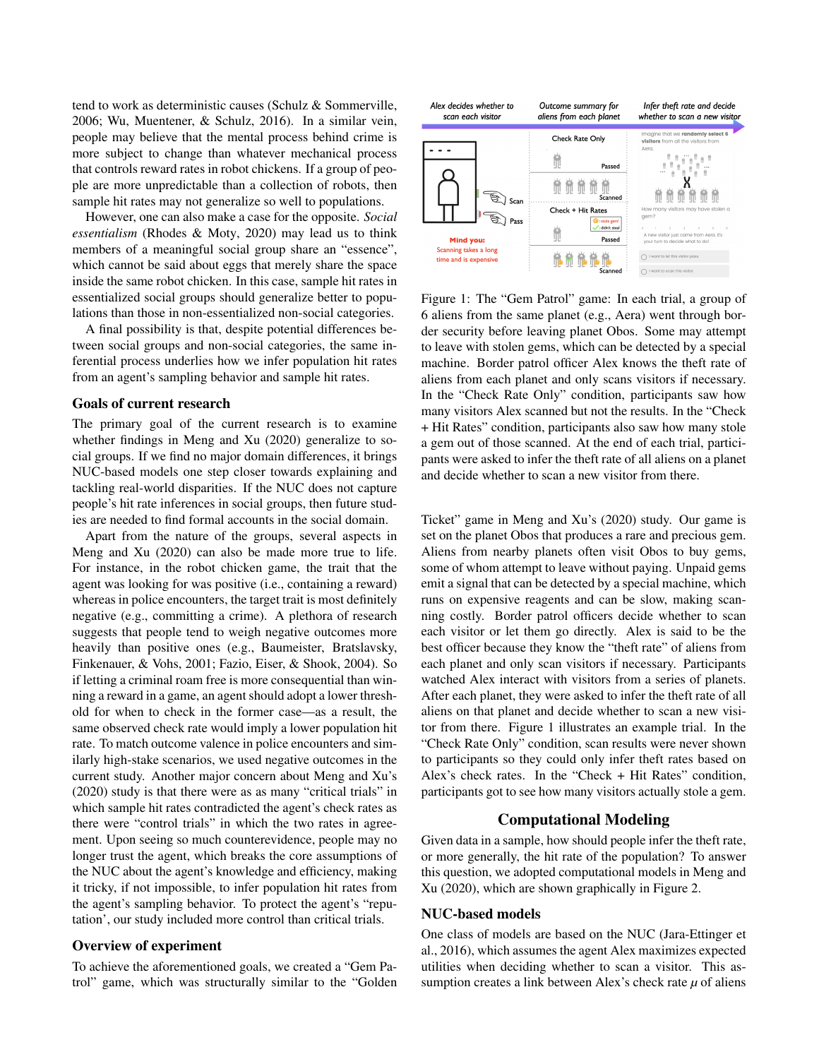tend to work as deterministic causes (Schulz & Sommerville, 2006; Wu, Muentener, & Schulz, 2016). In a similar vein, people may believe that the mental process behind crime is more subject to change than whatever mechanical process that controls reward rates in robot chickens. If a group of people are more unpredictable than a collection of robots, then sample hit rates may not generalize so well to populations.

However, one can also make a case for the opposite. *Social essentialism* (Rhodes & Moty, 2020) may lead us to think members of a meaningful social group share an "essence", which cannot be said about eggs that merely share the space inside the same robot chicken. In this case, sample hit rates in essentialized social groups should generalize better to populations than those in non-essentialized non-social categories.

A final possibility is that, despite potential differences between social groups and non-social categories, the same inferential process underlies how we infer population hit rates from an agent's sampling behavior and sample hit rates.

### Goals of current research

The primary goal of the current research is to examine whether findings in Meng and Xu (2020) generalize to social groups. If we find no major domain differences, it brings NUC-based models one step closer towards explaining and tackling real-world disparities. If the NUC does not capture people's hit rate inferences in social groups, then future studies are needed to find formal accounts in the social domain.

Apart from the nature of the groups, several aspects in Meng and Xu (2020) can also be made more true to life. For instance, in the robot chicken game, the trait that the agent was looking for was positive (i.e., containing a reward) whereas in police encounters, the target trait is most definitely negative (e.g., committing a crime). A plethora of research suggests that people tend to weigh negative outcomes more heavily than positive ones (e.g., Baumeister, Bratslavsky, Finkenauer, & Vohs, 2001; Fazio, Eiser, & Shook, 2004). So if letting a criminal roam free is more consequential than winning a reward in a game, an agent should adopt a lower threshold for when to check in the former case—as a result, the same observed check rate would imply a lower population hit rate. To match outcome valence in police encounters and similarly high-stake scenarios, we used negative outcomes in the current study. Another major concern about Meng and Xu's (2020) study is that there were as as many "critical trials" in which sample hit rates contradicted the agent's check rates as there were "control trials" in which the two rates in agreement. Upon seeing so much counterevidence, people may no longer trust the agent, which breaks the core assumptions of the NUC about the agent's knowledge and efficiency, making it tricky, if not impossible, to infer population hit rates from the agent's sampling behavior. To protect the agent's "reputation', our study included more control than critical trials.

### Overview of experiment

To achieve the aforementioned goals, we created a "Gem Patrol" game, which was structurally similar to the "Golden Ticket" game in Meng and Xu's (2020) study. Our game is set on the planet Obos that produces a rare and precious gem. Aliens from nearby planets often visit Obos to buy gems, some of whom attempt to leave without paying. Unpaid gems emit a signal that can be detected by a special machine, which runs on expensive reagents and can be slow, making scanning costly. Border patrol officers decide whether to scan each visitor or let them go directly. Alex is said to be the best officer because they know the "theft rate" of aliens from each planet and only scan visitors if necessary. Participants watched Alex interact with visitors from a series of planets. After each planet, they were asked to infer the theft rate of all aliens on that planet and decide whether to scan a new visitor from there. Figure 1 illustrates an example trial. In the "Check Rate Only" condition, scan results were never shown to participants so they could only infer theft rates based on Alex's check rates. In the "Check + Hit Rates" condition, participants got to see how many visitors actually stole a gem.

Figure 1: The "Gem Patrol" game: In each trial, a group of 6 aliens from the same planet (e.g., Aera) went through border security before leaving planet Obos. Some may attempt to leave with stolen gems, which can be detected by a special machine. Border patrol officer Alex knows the theft rate of aliens from each planet and only scans visitors if necessary. In the "Check Rate Only" condition, participants saw how many visitors Alex scanned but not the results. In the "Check + Hit Rates" condition, participants also saw how many stole a gem out of those scanned. At the end of each trial, participants were asked to infer the theft rate of all aliens on a planet and decide whether to scan a new visitor from there.

## Computational Modeling

Given data in a sample, how should people infer the theft rate, or more generally, the hit rate of the population? To answer this question, we adopted computational models in Meng and Xu (2020), which are shown graphically in Figure 2.

### NUC-based models

One class of models are based on the NUC (Jara-Ettinger et al., 2016), which assumes the agent Alex maximizes expected utilities when deciding whether to scan a visitor. This assumption creates a link between Alex's check rate $\mu$ of aliens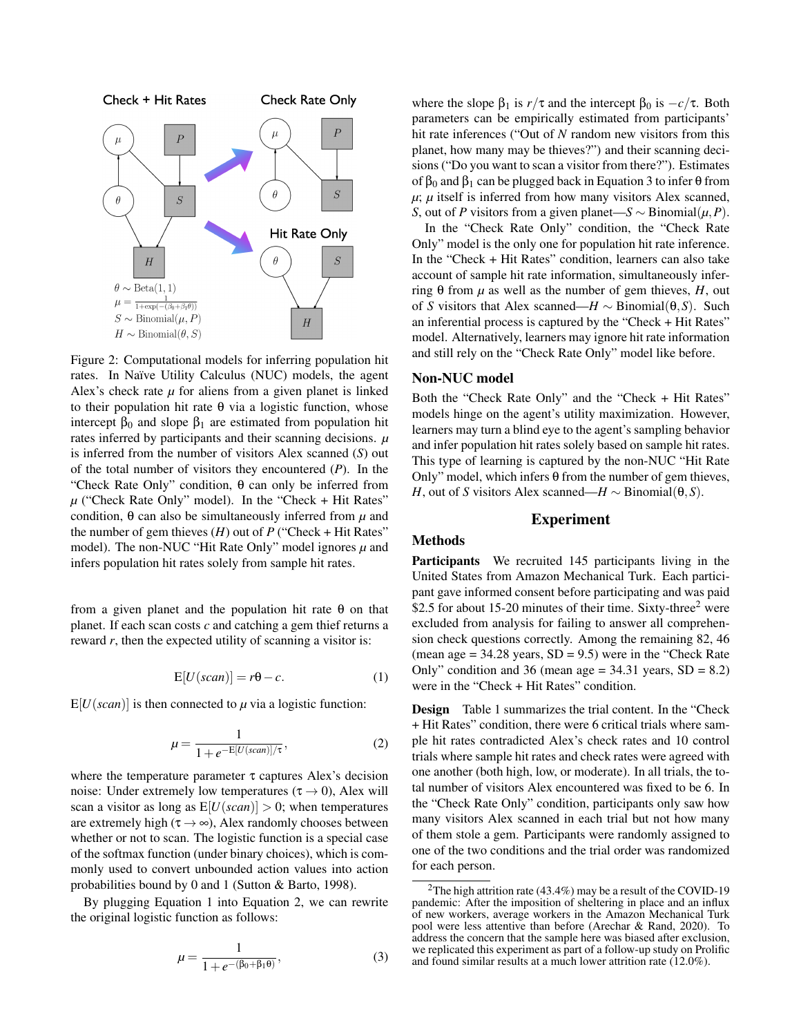Figure 2: Computational models for inferring population hit rates. In Naïve Utility Calculus (NUC) models, the agent Alex's check rate $\mu$ for aliens from a given planet is linked to their population hit rate $\theta$ via a logistic function, whose intercept $\beta_0$ and slope $\beta_1$ are estimated from population hit rates inferred by participants and their scanning decisions. $\mu$ is inferred from the number of visitors Alex scanned ($S$) out of the total number of visitors they encountered ($P$). In the "Check Rate Only" condition, $\theta$ can only be inferred from $\mu$ ("Check Rate Only" model). In the "Check + Hit Rates" condition, $\theta$ can also be simultaneously inferred from $\mu$ and the number of gem thieves ($H$) out of $P$ ("Check + Hit Rates" model). The non-NUC "Hit Rate Only" model ignores $\mu$ and infers population hit rates solely from sample hit rates.

from a given planet and the population hit rate $\theta$ on that planet. If each scan costs $c$ and catching a gem thief returns a reward $r$, then the expected utility of scanning a visitor is:

$$\mathrm{E}[U(scan)] = r\theta - c. \tag{1}$$

$\mathrm{E}[U(scan)]$ is then connected to $\mu$ via a logistic function:

$$\mu = \frac{1}{1 + e^{-\mathrm{E}[U(scan)]/\tau}}, \tag{2}$$

where the temperature parameter $\tau$ captures Alex's decision noise: Under extremely low temperatures ($\tau \to 0$), Alex will scan a visitor as long as $\mathrm{E}[U(scan)] > 0$; when temperatures are extremely high ($\tau \to \infty$), Alex randomly chooses between whether or not to scan. The logistic function is a special case of the softmax function (under binary choices), which is commonly used to convert unbounded action values into action probabilities bound by 0 and 1 (Sutton & Barto, 1998).

By plugging Equation 1 into Equation 2, we can rewrite the original logistic function as follows:

$$\mu = \frac{1}{1 + e^{-(\beta_0 + \beta_1 \theta)}}, \tag{3}$$

where the slope $\beta_1$ is $r/\tau$ and the intercept $\beta_0$ is $-c/\tau$. Both parameters can be empirically estimated from participants' hit rate inferences ("Out of $N$ random new visitors from this planet, how many may be thieves?") and their scanning decisions ("Do you want to scan a visitor from there?"). Estimates of $\beta_0$ and $\beta_1$ can be plugged back in Equation 3 to infer $\theta$ from $\mu$; $\mu$ itself is inferred from how many visitors Alex scanned, $S$, out of $P$ visitors from a given planet—$S \sim \text{Binomial}(\mu, P)$.

In the "Check Rate Only" condition, the "Check Rate Only" model is the only one for population hit rate inference. In the "Check + Hit Rates" condition, learners can also take account of sample hit rate information, simultaneously inferring $\theta$ from $\mu$ as well as the number of gem thieves, $H$, out of $S$ visitors that Alex scanned—$H \sim \text{Binomial}(\theta, S)$. Such an inferential process is captured by the "Check + Hit Rates" model. Alternatively, learners may ignore hit rate information and still rely on the "Check Rate Only" model like before.

### Non-NUC model

Both the "Check Rate Only" and the "Check + Hit Rates" models hinge on the agent's utility maximization. However, learners may turn a blind eye to the agent's sampling behavior and infer population hit rates solely based on sample hit rates. This type of learning is captured by the non-NUC "Hit Rate Only" model, which infers $\theta$ from the number of gem thieves, $H$, out of $S$ visitors Alex scanned—$H \sim \text{Binomial}(\theta, S)$.

## Experiment

### Methods

**Participants** We recruited 145 participants living in the United States from Amazon Mechanical Turk. Each participant gave informed consent before participating and was paid \$2.5 for about 15-20 minutes of their time. Sixty-three[2] were excluded from analysis for failing to answer all comprehension check questions correctly. Among the remaining 82, 46 (mean age = 34.28 years, SD = 9.5) were in the "Check Rate Only" condition and 36 (mean age = 34.31 years, SD = 8.2) were in the "Check + Hit Rates" condition.

**Design** Table 1 summarizes the trial content. In the "Check + Hit Rates" condition, there were 6 critical trials where sample hit rates contradicted Alex's check rates and 10 control trials where sample hit rates and check rates were agreed with one another (both high, low, or moderate). In all trials, the total number of visitors Alex encountered was fixed to be 6. In the "Check Rate Only" condition, participants only saw how many visitors Alex scanned in each trial but not how many of them stole a gem. Participants were randomly assigned to one of the two conditions and the trial order was randomized for each person.

[2] The high attrition rate (43.4%) may be a result of the COVID-19 pandemic: After the imposition of sheltering in place and an influx of new workers, average workers in the Amazon Mechanical Turk pool were less attentive than before (Arechar & Rand, 2020). To address the concern that the sample here was biased after exclusion, we replicated this experiment as part of a follow-up study on Prolific and found similar results at a much lower attrition rate (12.0%).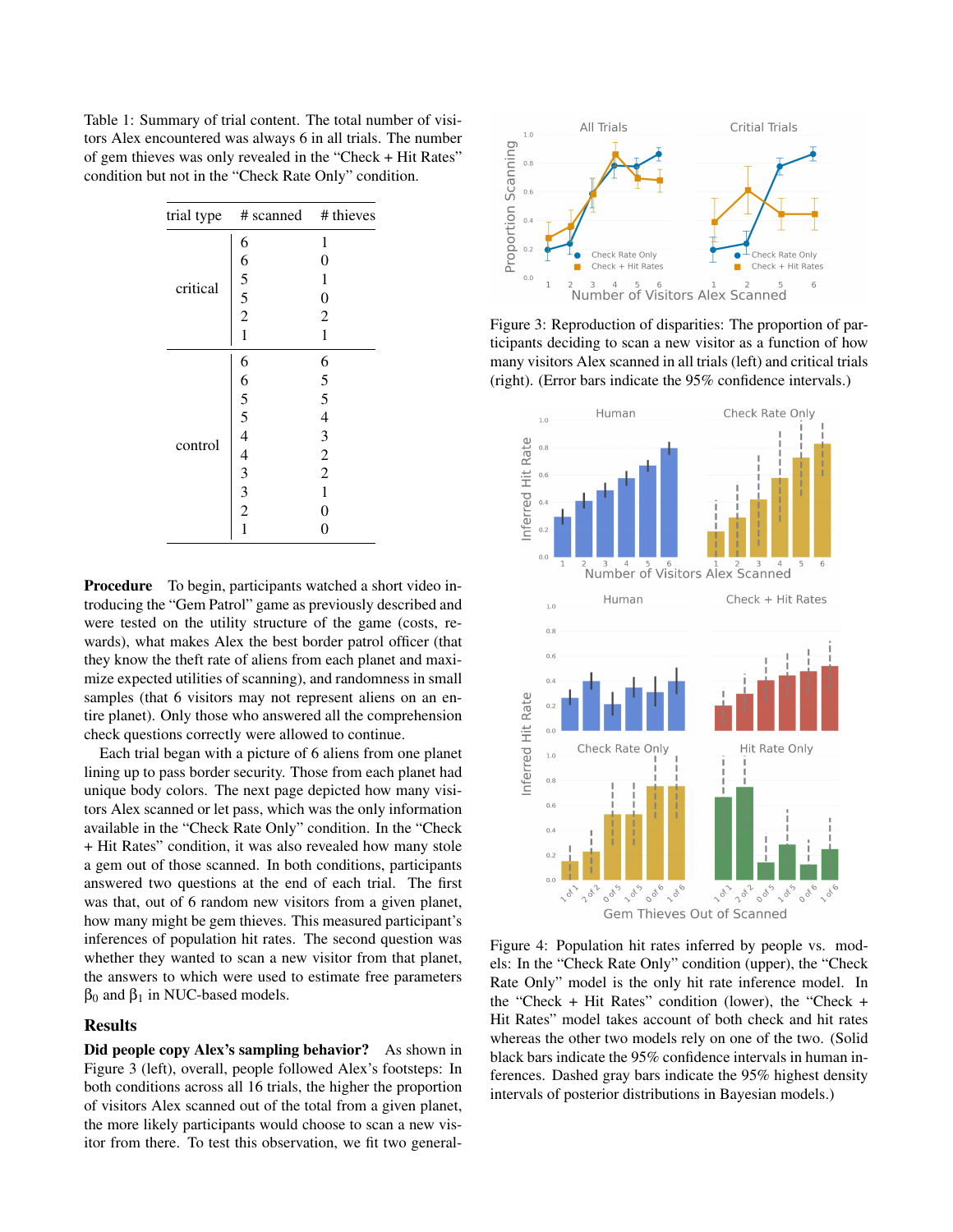Table 1: Summary of trial content. The total number of visitors Alex encountered was always 6 in all trials. The number of gem thieves was only revealed in the "Check + Hit Rates" condition but not in the "Check Rate Only" condition.

| trial type | # scanned | # thieves |
|---|---|---|
| critical | 6 | 1 |
| | 6 | 0 |
| | 5 | 1 |
| | 5 | 0 |
| | 2 | 2 |
| | 1 | 1 |
| control | 6 | 6 |
| | 6 | 5 |
| | 5 | 5 |
| | 5 | 4 |
| | 4 | 3 |
| | 4 | 2 |
| | 3 | 2 |
| | 3 | 1 |
| | 2 | 0 |
| | 1 | 0 |

**Procedure** To begin, participants watched a short video introducing the "Gem Patrol" game as previously described and were tested on the utility structure of the game (costs, rewards), what makes Alex the best border patrol officer (that they know the theft rate of aliens from each planet and maximize expected utilities of scanning), and randomness in small samples (that 6 visitors may not represent aliens on an entire planet). Only those who answered all the comprehension check questions correctly were allowed to continue.

Each trial began with a picture of 6 aliens from one planet lining up to pass border security. Those from each planet had unique body colors. The next page depicted how many visitors Alex scanned or let pass, which was the only information available in the "Check Rate Only" condition. In the "Check + Hit Rates" condition, it was also revealed how many stole a gem out of those scanned. In both conditions, participants answered two questions at the end of each trial. The first was that, out of 6 random new visitors from a given planet, how many might be gem thieves. This measured participant's inferences of population hit rates. The second question was whether they wanted to scan a new visitor from that planet, the answers to which were used to estimate free parameters $\beta_0$ and $\beta_1$ in NUC-based models.

## Results

**Did people copy Alex's sampling behavior?** As shown in Figure 3 (left), overall, people followed Alex's footsteps: In both conditions across all 16 trials, the higher the proportion of visitors Alex scanned out of the total from a given planet, the more likely participants would choose to scan a new visitor from there. To test this observation, we fit two general-

Figure 3: Reproduction of disparities: The proportion of participants deciding to scan a new visitor as a function of how many visitors Alex scanned in all trials (left) and critical trials (right). (Error bars indicate the 95% confidence intervals.)

Figure 4: Population hit rates inferred by people vs. models: In the "Check Rate Only" condition (upper), the "Check Rate Only" model is the only hit rate inference model. In the "Check + Hit Rates" condition (lower), the "Check + Hit Rates" model takes account of both check and hit rates whereas the other two models rely on one of the two. (Solid black bars indicate the 95% confidence intervals in human inferences. Dashed gray bars indicate the 95% highest density intervals of posterior distributions in Bayesian models.)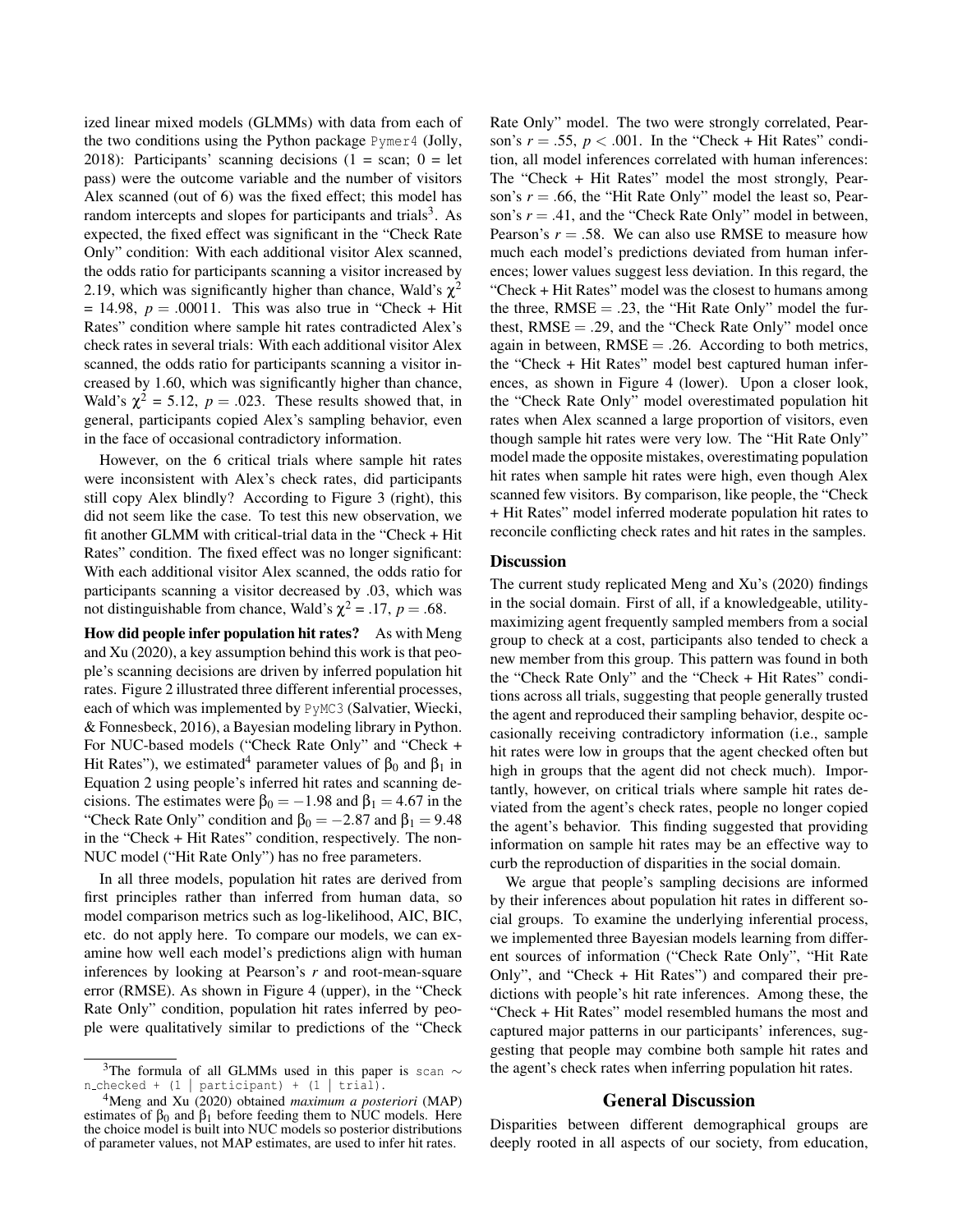ized linear mixed models (GLMMs) with data from each of the two conditions using the Python package `Pymer4` (Jolly, 2018): Participants' scanning decisions (1 = scan; 0 = let pass) were the outcome variable and the number of visitors Alex scanned (out of 6) was the fixed effect; this model has random intercepts and slopes for participants and trials[3]. As expected, the fixed effect was significant in the "Check Rate Only" condition: With each additional visitor Alex scanned, the odds ratio for participants scanning a visitor increased by 2.19, which was significantly higher than chance, Wald's $\chi^2 = 14.98$, $p = .00011$. This was also true in "Check + Hit Rates" condition where sample hit rates contradicted Alex's check rates in several trials: With each additional visitor Alex scanned, the odds ratio for participants scanning a visitor increased by 1.60, which was significantly higher than chance, Wald's $\chi^2 = 5.12$, $p = .023$. These results showed that, in general, participants copied Alex's sampling behavior, even in the face of occasional contradictory information.

However, on the 6 critical trials where sample hit rates were inconsistent with Alex's check rates, did participants still copy Alex blindly? According to Figure 3 (right), this did not seem like the case. To test this new observation, we fit another GLMM with critical-trial data in the "Check + Hit Rates" condition. The fixed effect was no longer significant: With each additional visitor Alex scanned, the odds ratio for participants scanning a visitor decreased by .03, which was not distinguishable from chance, Wald's $\chi^2 = .17$, $p = .68$.

**How did people infer population hit rates?** As with Meng and Xu (2020), a key assumption behind this work is that people's scanning decisions are driven by inferred population hit rates. Figure 2 illustrated three different inferential processes, each of which was implemented by `PyMC3` (Salvatier, Wiecki, & Fonnesbeck, 2016), a Bayesian modeling library in Python. For NUC-based models ("Check Rate Only" and "Check + Hit Rates"), we estimated[4] parameter values of $\beta_0$ and $\beta_1$ in Equation 2 using people's inferred hit rates and scanning decisions. The estimates were $\beta_0 = -1.98$ and $\beta_1 = 4.67$ in the "Check Rate Only" condition and $\beta_0 = -2.87$ and $\beta_1 = 9.48$ in the "Check + Hit Rates" condition, respectively. The non-NUC model ("Hit Rate Only") has no free parameters.

In all three models, population hit rates are derived from first principles rather than inferred from human data, so model comparison metrics such as log-likelihood, AIC, BIC, etc. do not apply here. To compare our models, we can examine how well each model's predictions align with human inferences by looking at Pearson's $r$ and root-mean-square error (RMSE). As shown in Figure 4 (upper), in the "Check Rate Only" condition, population hit rates inferred by people were qualitatively similar to predictions of the "Check Rate Only" model. The two were strongly correlated, Pearson's $r = .55$, $p < .001$. In the "Check + Hit Rates" condition, all model inferences correlated with human inferences: The "Check + Hit Rates" model the most strongly, Pearson's $r = .66$, the "Hit Rate Only" model the least so, Pearson's $r = .41$, and the "Check Rate Only" model in between, Pearson's $r = .58$. We can also use RMSE to measure how much each model's predictions deviated from human inferences; lower values suggest less deviation. In this regard, the "Check + Hit Rates" model was the closest to humans among the three, RMSE = .23, the "Hit Rate Only" model the furthest, RMSE = .29, and the "Check Rate Only" model once again in between, RMSE = .26. According to both metrics, the "Check + Hit Rates" model best captured human inferences, as shown in Figure 4 (lower). Upon a closer look, the "Check Rate Only" model overestimated population hit rates when Alex scanned a large proportion of visitors, even though sample hit rates were very low. The "Hit Rate Only" model made the opposite mistakes, overestimating population hit rates when sample hit rates were high, even though Alex scanned few visitors. By comparison, like people, the "Check + Hit Rates" model inferred moderate population hit rates to reconcile conflicting check rates and hit rates in the samples.

### Discussion

The current study replicated Meng and Xu's (2020) findings in the social domain. First of all, if a knowledgeable, utility-maximizing agent frequently sampled members from a social group to check at a cost, participants also tended to check a new member from this group. This pattern was found in both the "Check Rate Only" and the "Check + Hit Rates" conditions across all trials, suggesting that people generally trusted the agent and reproduced their sampling behavior, despite occasionally receiving contradictory information (i.e., sample hit rates were low in groups that the agent checked often but high in groups that the agent did not check much). Importantly, however, on critical trials where sample hit rates deviated from the agent's check rates, people no longer copied the agent's behavior. This finding suggested that providing information on sample hit rates may be an effective way to curb the reproduction of disparities in the social domain.

We argue that people's sampling decisions are informed by their inferences about population hit rates in different social groups. To examine the underlying inferential process, we implemented three Bayesian models learning from different sources of information ("Check Rate Only", "Hit Rate Only", and "Check + Hit Rates") and compared their predictions with people's hit rate inferences. Among these, the "Check + Hit Rates" model resembled humans the most and captured major patterns in our participants' inferences, suggesting that people may combine both sample hit rates and the agent's check rates when inferring population hit rates.

## General Discussion

Disparities between different demographical groups are deeply rooted in all aspects of our society, from education,

---

[3] The formula of all GLMMs used in this paper is `scan ~ n_checked + (1 | participant) + (1 | trial)`.

[4] Meng and Xu (2020) obtained *maximum a posteriori* (MAP) estimates of $\beta_0$ and $\beta_1$ before feeding them to NUC models. Here the choice model is built into NUC models so posterior distributions of parameter values, not MAP estimates, are used to infer hit rates.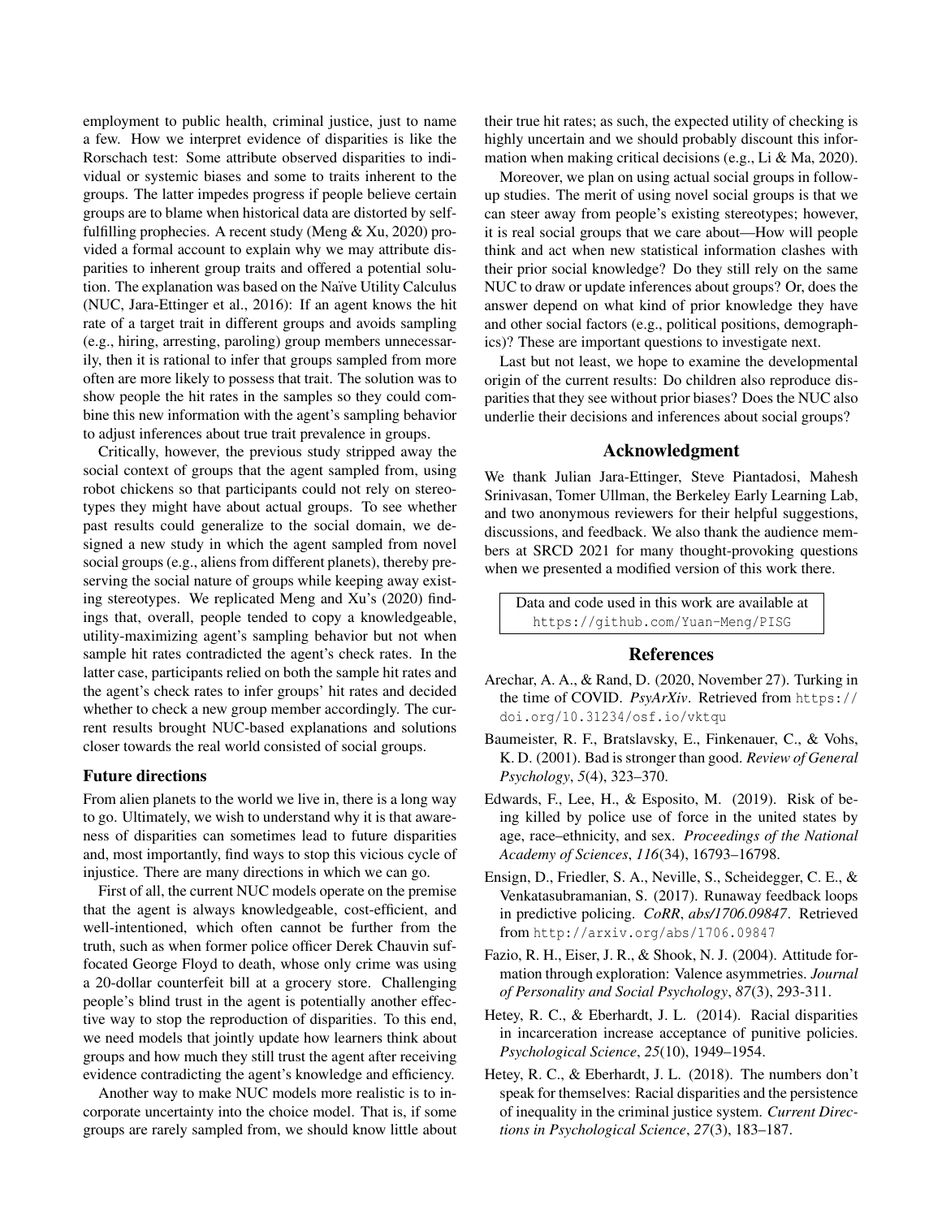employment to public health, criminal justice, just to name a few. How we interpret evidence of disparities is like the Rorschach test: Some attribute observed disparities to individual or systemic biases and some to traits inherent to the groups. The latter impedes progress if people believe certain groups are to blame when historical data are distorted by self-fulfilling prophecies. A recent study (Meng & Xu, 2020) provided a formal account to explain why we may attribute disparities to inherent group traits and offered a potential solution. The explanation was based on the Naïve Utility Calculus (NUC, Jara-Ettinger et al., 2016): If an agent knows the hit rate of a target trait in different groups and avoids sampling (e.g., hiring, arresting, paroling) group members unnecessarily, then it is rational to infer that groups sampled from more often are more likely to possess that trait. The solution was to show people the hit rates in the samples so they could combine this new information with the agent's sampling behavior to adjust inferences about true trait prevalence in groups.

Critically, however, the previous study stripped away the social context of groups that the agent sampled from, using robot chickens so that participants could not rely on stereotypes they might have about actual groups. To see whether past results could generalize to the social domain, we designed a new study in which the agent sampled from novel social groups (e.g., aliens from different planets), thereby preserving the social nature of groups while keeping away existing stereotypes. We replicated Meng and Xu's (2020) findings that, overall, people tended to copy a knowledgeable, utility-maximizing agent's sampling behavior but not when sample hit rates contradicted the agent's check rates. In the latter case, participants relied on both the sample hit rates and the agent's check rates to infer groups' hit rates and decided whether to check a new group member accordingly. The current results brought NUC-based explanations and solutions closer towards the real world consisted of social groups.

### Future directions

From alien planets to the world we live in, there is a long way to go. Ultimately, we wish to understand why it is that awareness of disparities can sometimes lead to future disparities and, most importantly, find ways to stop this vicious cycle of injustice. There are many directions in which we can go.

First of all, the current NUC models operate on the premise that the agent is always knowledgeable, cost-efficient, and well-intentioned, which often cannot be further from the truth, such as when former police officer Derek Chauvin suffocated George Floyd to death, whose only crime was using a 20-dollar counterfeit bill at a grocery store. Challenging people's blind trust in the agent is potentially another effective way to stop the reproduction of disparities. To this end, we need models that jointly update how learners think about groups and how much they still trust the agent after receiving evidence contradicting the agent's knowledge and efficiency.

Another way to make NUC models more realistic is to incorporate uncertainty into the choice model. That is, if some groups are rarely sampled from, we should know little about their true hit rates; as such, the expected utility of checking is highly uncertain and we should probably discount this information when making critical decisions (e.g., Li & Ma, 2020).

Moreover, we plan on using actual social groups in follow-up studies. The merit of using novel social groups is that we can steer away from people's existing stereotypes; however, it is real social groups that we care about—How will people think and act when new statistical information clashes with their prior social knowledge? Do they still rely on the same NUC to draw or update inferences about groups? Or, does the answer depend on what kind of prior knowledge they have and other social factors (e.g., political positions, demographics)? These are important questions to investigate next.

Last but not least, we hope to examine the developmental origin of the current results: Do children also reproduce disparities that they see without prior biases? Does the NUC also underlie their decisions and inferences about social groups?

## Acknowledgment

We thank Julian Jara-Ettinger, Steve Piantadosi, Mahesh Srinivasan, Tomer Ullman, the Berkeley Early Learning Lab, and two anonymous reviewers for their helpful suggestions, discussions, and feedback. We also thank the audience members at SRCD 2021 for many thought-provoking questions when we presented a modified version of this work there.

Data and code used in this work are available at `https://github.com/Yuan-Meng/PISG`

## References

Arechar, A. A., & Rand, D. (2020, November 27). Turking in the time of COVID. *PsyArXiv*. Retrieved from https://doi.org/10.31234/osf.io/vktqu

Baumeister, R. F., Bratslavsky, E., Finkenauer, C., & Vohs, K. D. (2001). Bad is stronger than good. *Review of General Psychology*, *5*(4), 323–370.

Edwards, F., Lee, H., & Esposito, M. (2019). Risk of being killed by police use of force in the united states by age, race–ethnicity, and sex. *Proceedings of the National Academy of Sciences*, *116*(34), 16793–16798.

Ensign, D., Friedler, S. A., Neville, S., Scheidegger, C. E., & Venkatasubramanian, S. (2017). Runaway feedback loops in predictive policing. *CoRR*, *abs/1706.09847*. Retrieved from http://arxiv.org/abs/1706.09847

Fazio, R. H., Eiser, J. R., & Shook, N. J. (2004). Attitude formation through exploration: Valence asymmetries. *Journal of Personality and Social Psychology*, *87*(3), 293-311.

Hetey, R. C., & Eberhardt, J. L. (2014). Racial disparities in incarceration increase acceptance of punitive policies. *Psychological Science*, *25*(10), 1949–1954.

Hetey, R. C., & Eberhardt, J. L. (2018). The numbers don't speak for themselves: Racial disparities and the persistence of inequality in the criminal justice system. *Current Directions in Psychological Science*, *27*(3), 183–187.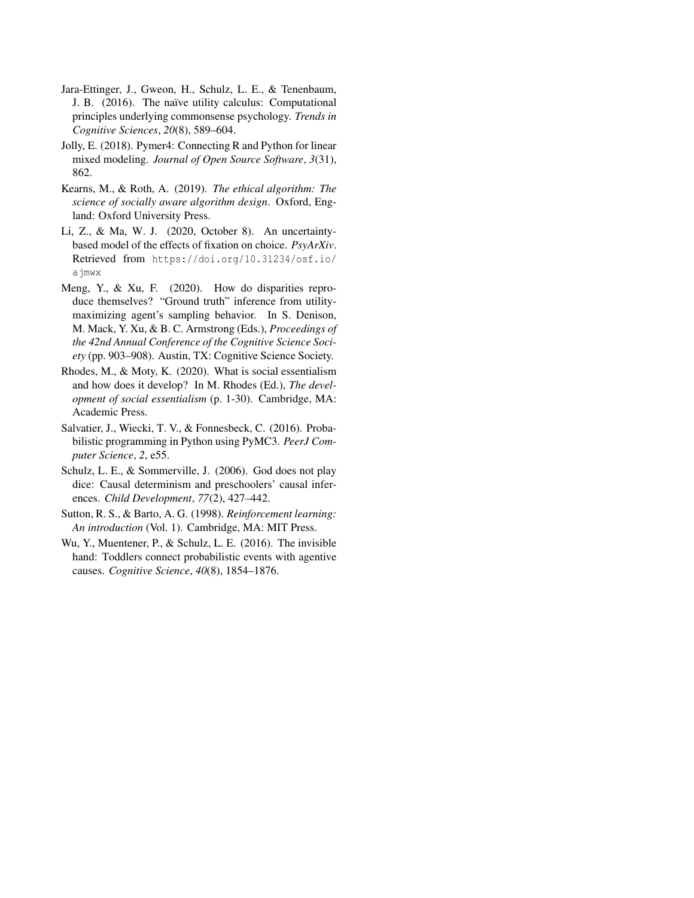Jara-Ettinger, J., Gweon, H., Schulz, L. E., & Tenenbaum, J. B. (2016). The naïve utility calculus: Computational principles underlying commonsense psychology. *Trends in Cognitive Sciences*, *20*(8), 589–604.

Jolly, E. (2018). Pymer4: Connecting R and Python for linear mixed modeling. *Journal of Open Source Software*, *3*(31), 862.

Kearns, M., & Roth, A. (2019). *The ethical algorithm: The science of socially aware algorithm design*. Oxford, England: Oxford University Press.

Li, Z., & Ma, W. J. (2020, October 8). An uncertainty-based model of the effects of fixation on choice. *PsyArXiv*. Retrieved from `https://doi.org/10.31234/osf.io/ajmwx`

Meng, Y., & Xu, F. (2020). How do disparities reproduce themselves? "Ground truth" inference from utility-maximizing agent's sampling behavior. In S. Denison, M. Mack, Y. Xu, & B. C. Armstrong (Eds.), *Proceedings of the 42nd Annual Conference of the Cognitive Science Society* (pp. 903–908). Austin, TX: Cognitive Science Society.

Rhodes, M., & Moty, K. (2020). What is social essentialism and how does it develop? In M. Rhodes (Ed.), *The development of social essentialism* (p. 1-30). Cambridge, MA: Academic Press.

Salvatier, J., Wiecki, T. V., & Fonnesbeck, C. (2016). Probabilistic programming in Python using PyMC3. *PeerJ Computer Science*, *2*, e55.

Schulz, L. E., & Sommerville, J. (2006). God does not play dice: Causal determinism and preschoolers' causal inferences. *Child Development*, *77*(2), 427–442.

Sutton, R. S., & Barto, A. G. (1998). *Reinforcement learning: An introduction* (Vol. 1). Cambridge, MA: MIT Press.

Wu, Y., Muentener, P., & Schulz, L. E. (2016). The invisible hand: Toddlers connect probabilistic events with agentive causes. *Cognitive Science*, *40*(8), 1854–1876.